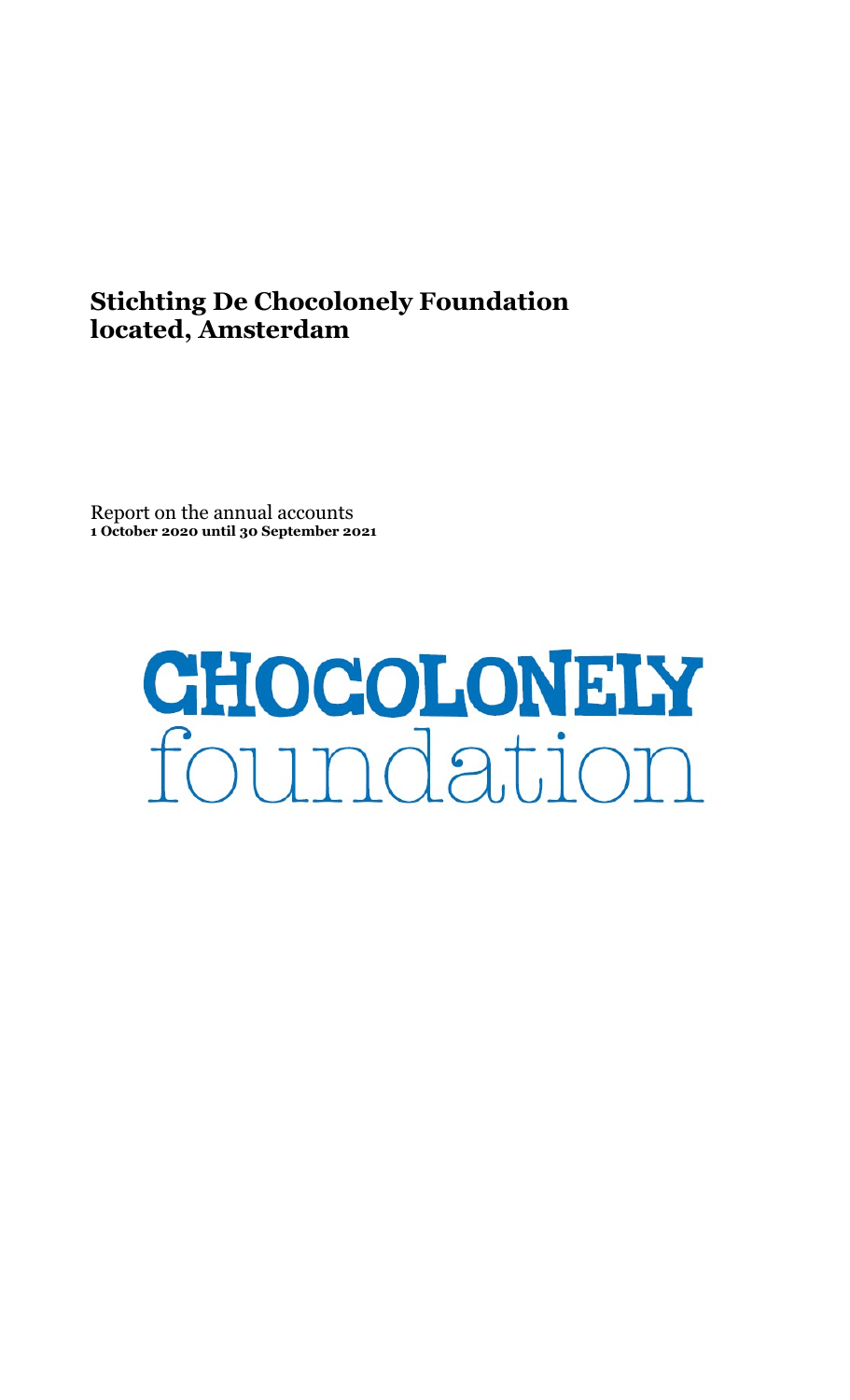**Stichting De Chocolonely Foundation**
**located, Amsterdam**

Report on the annual accounts
**1 October 2020 until 30 September 2021**

CHOCOLONELY
foundation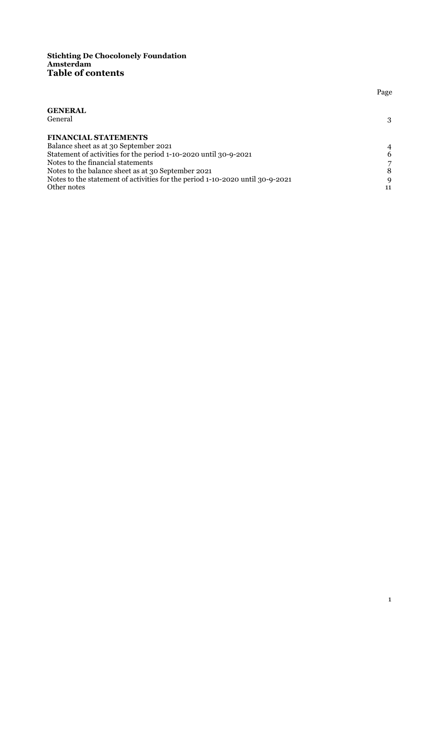**Stichting De Chocolonely Foundation**
**Amsterdam**

# Table of contents

| | Page |
|---|---|
| **GENERAL** | |
| General | 3 |
| **FINANCIAL STATEMENTS** | |
| Balance sheet as at 30 September 2021 | 4 |
| Statement of activities for the period 1-10-2020 until 30-9-2021 | 6 |
| Notes to the financial statements | 7 |
| Notes to the balance sheet as at 30 September 2021 | 8 |
| Notes to the statement of activities for the period 1-10-2020 until 30-9-2021 | 9 |
| Other notes | 11 |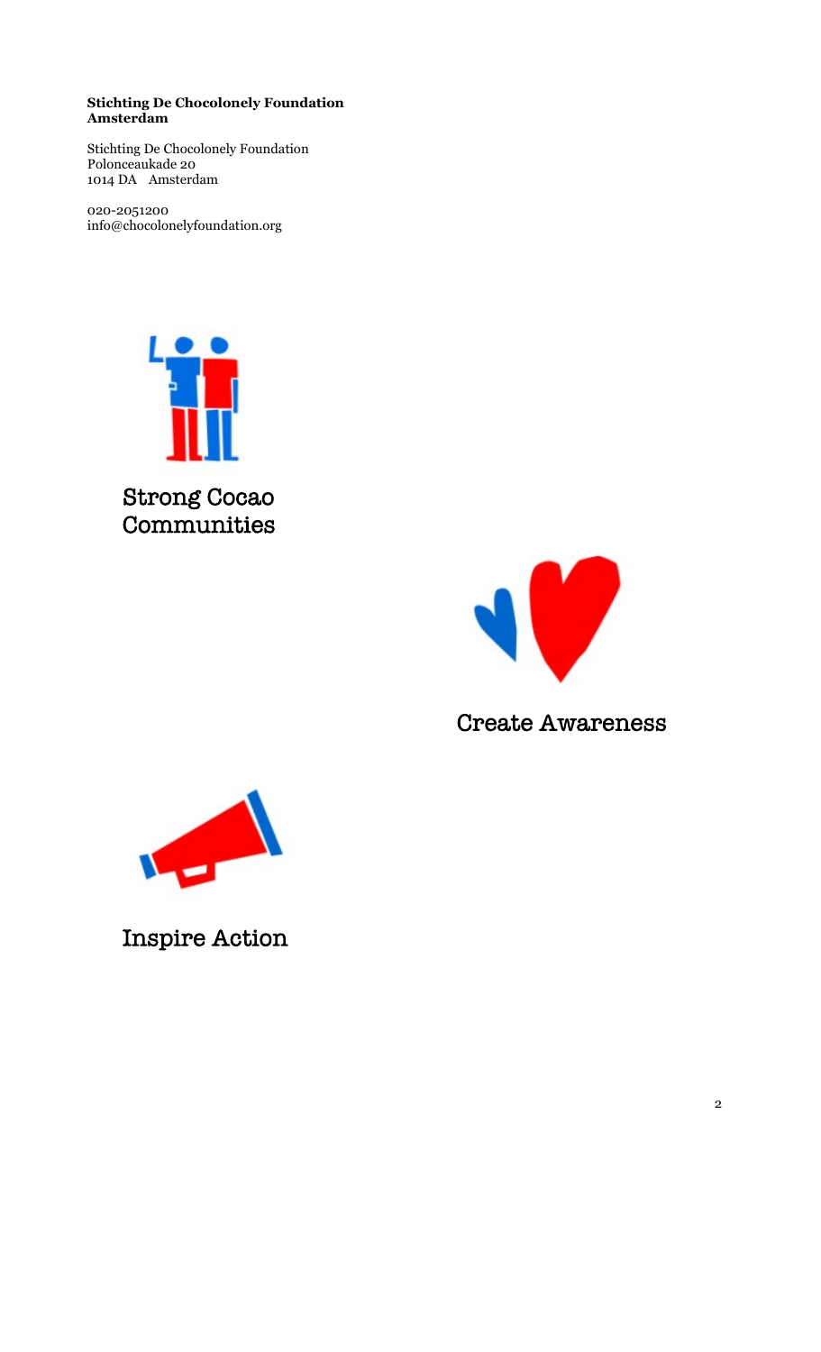**Stichting De Chocolonely Foundation Amsterdam**

Stichting De Chocolonely Foundation
Polonceaukade 20
1014 DA   Amsterdam

020-2051200
info@chocolonelyfoundation.org

Strong Cocao Communities

Create Awareness

Inspire Action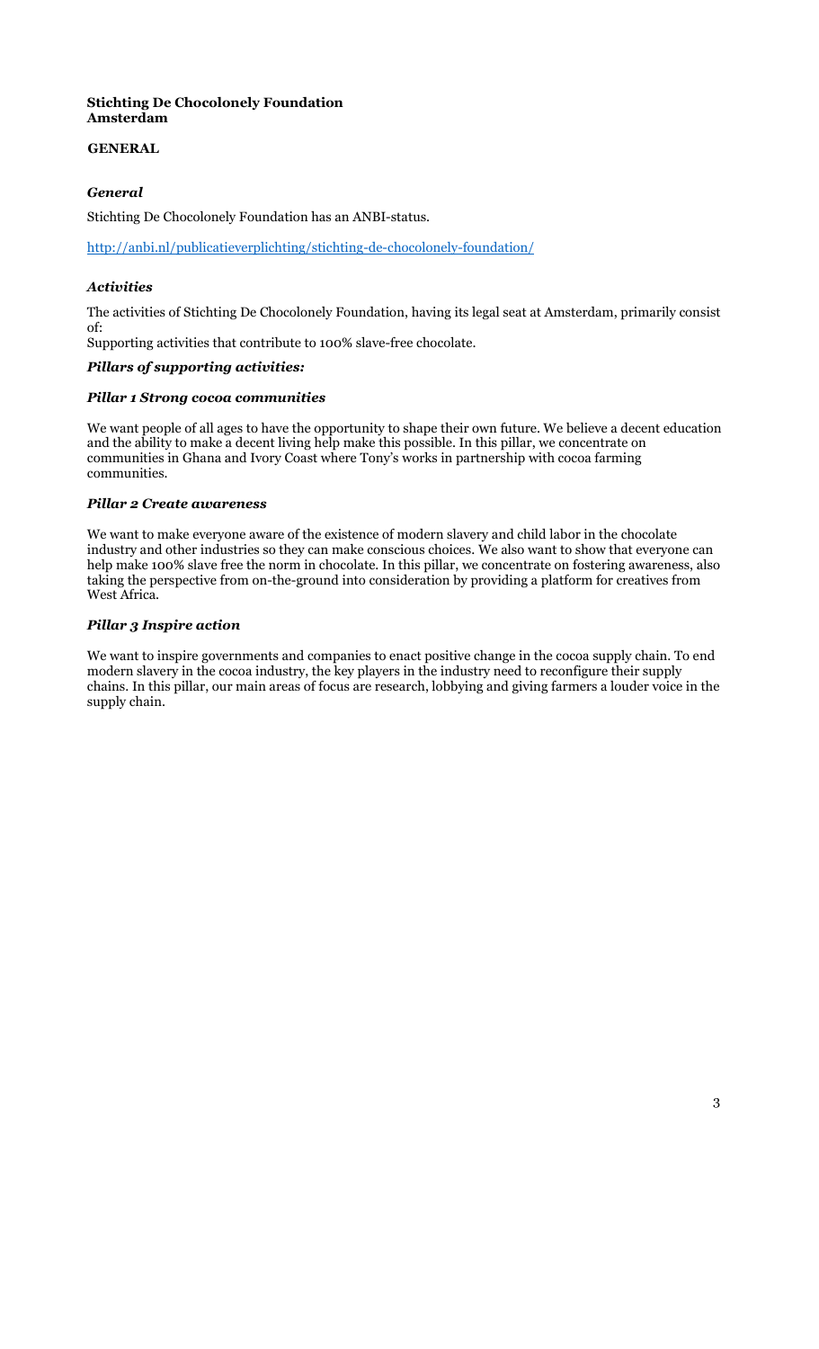**Stichting De Chocolonely Foundation**
**Amsterdam**

## GENERAL

### *General*

Stichting De Chocolonely Foundation has an ANBI-status.

http://anbi.nl/publicatieverplichting/stichting-de-chocolonely-foundation/

### *Activities*

The activities of Stichting De Chocolonely Foundation, having its legal seat at Amsterdam, primarily consist of:
Supporting activities that contribute to 100% slave-free chocolate.

### *Pillars of supporting activities:*

#### *Pillar 1 Strong cocoa communities*

We want people of all ages to have the opportunity to shape their own future. We believe a decent education and the ability to make a decent living help make this possible. In this pillar, we concentrate on communities in Ghana and Ivory Coast where Tony's works in partnership with cocoa farming communities.

#### *Pillar 2 Create awareness*

We want to make everyone aware of the existence of modern slavery and child labor in the chocolate industry and other industries so they can make conscious choices. We also want to show that everyone can help make 100% slave free the norm in chocolate. In this pillar, we concentrate on fostering awareness, also taking the perspective from on-the-ground into consideration by providing a platform for creatives from West Africa.

#### *Pillar 3 Inspire action*

We want to inspire governments and companies to enact positive change in the cocoa supply chain. To end modern slavery in the cocoa industry, the key players in the industry need to reconfigure their supply chains. In this pillar, our main areas of focus are research, lobbying and giving farmers a louder voice in the supply chain.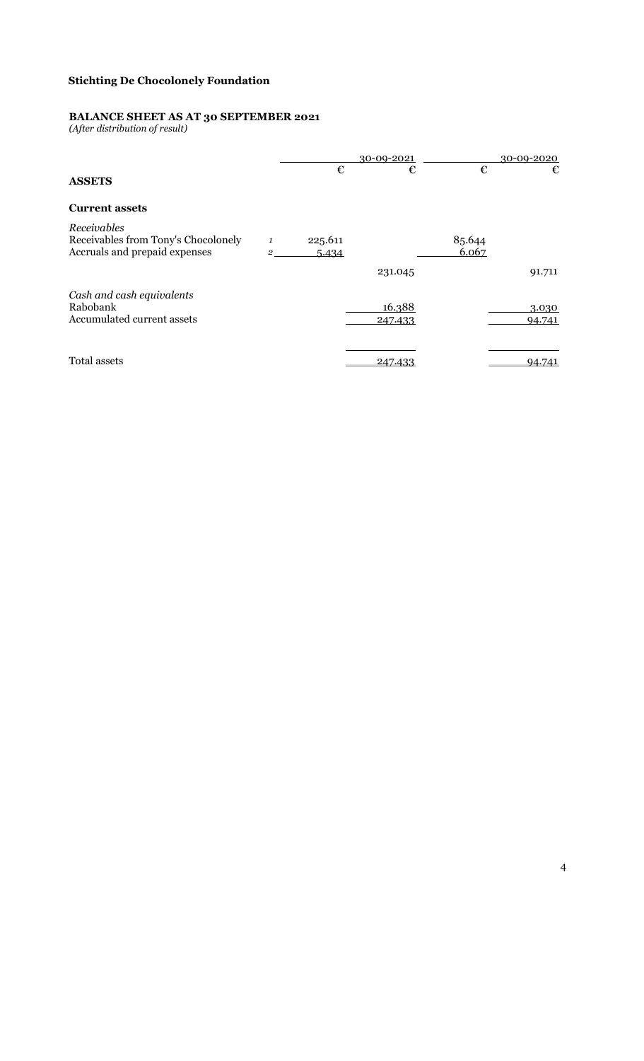**Stichting De Chocolonely Foundation**

**BALANCE SHEET AS AT 30 SEPTEMBER 2021**
*(After distribution of result)*

| | | 30-09-2021 | | 30-09-2020 | |
|---|---|---|---|---|---|
| | | € | € | € | € |
| **ASSETS** | | | | | |
| **Current assets** | | | | | |
| *Receivables* | | | | | |
| Receivables from Tony's Chocolonely | *1* | 225.611 | | 85.644 | |
| Accruals and prepaid expenses | *2* | 5.434 | | 6.067 | |
| | | | 231.045 | | 91.711 |
| *Cash and cash equivalents* | | | | | |
| Rabobank | | | 16.388 | | 3.030 |
| Accumulated current assets | | | 247.433 | | 94.741 |
| Total assets | | | 247.433 | | 94.741 |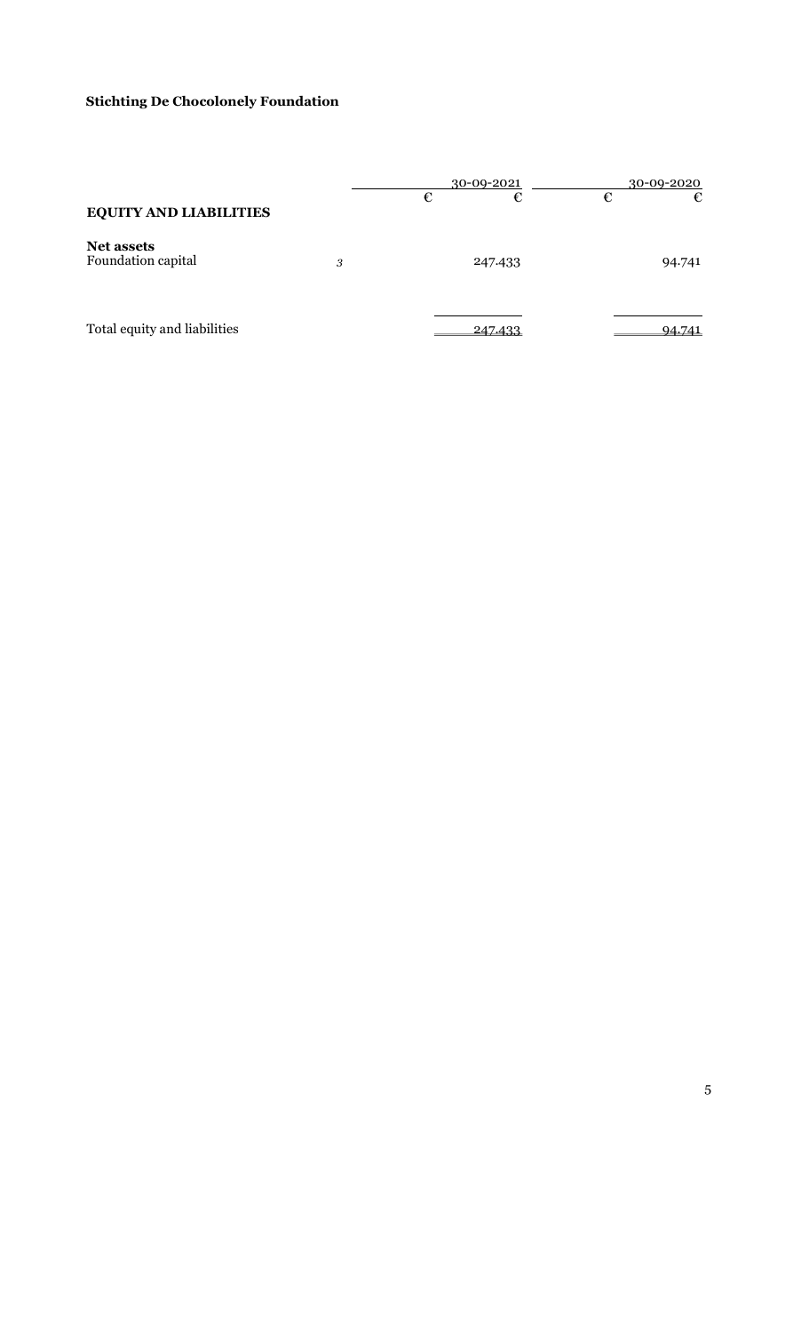**Stichting De Chocolonely Foundation**

| | | 30-09-2021 | | 30-09-2020 | |
|---|---|---|---|---|---|
| | | € | € | € | € |
| **EQUITY AND LIABILITIES** | | | | | |
| **Net assets** | | | | | |
| Foundation capital | *3* | | 247.433 | | 94.741 |
| Total equity and liabilities | | | 247.433 | | 94.741 |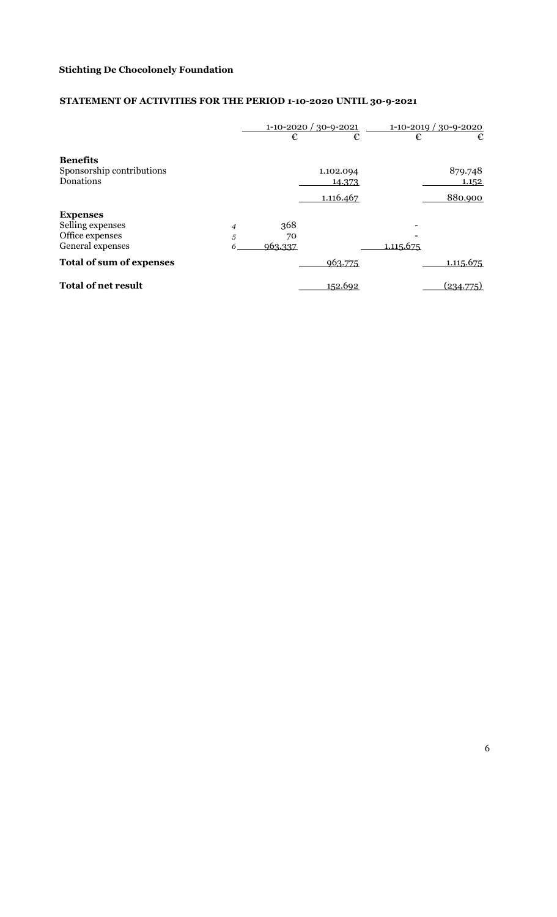**Stichting De Chocolonely Foundation**

**STATEMENT OF ACTIVITIES FOR THE PERIOD 1-10-2020 UNTIL 30-9-2021**

| | | 1-10-2020 / 30-9-2021 | | 1-10-2019 / 30-9-2020 | |
|---|---|---|---|---|---|
| | | € | € | € | € |
| **Benefits** | | | | | |
| Sponsorship contributions | | | 1.102.094 | | 879.748 |
| Donations | | | 14.373 | | 1.152 |
| | | | 1.116.467 | | 880.900 |
| **Expenses** | | | | | |
| Selling expenses | *4* | 368 | | - | |
| Office expenses | *5* | 70 | | - | |
| General expenses | *6* | 963.337 | | 1.115.675 | |
| **Total of sum of expenses** | | | 963.775 | | 1.115.675 |
| **Total of net result** | | | 152.692 | | (234.775) |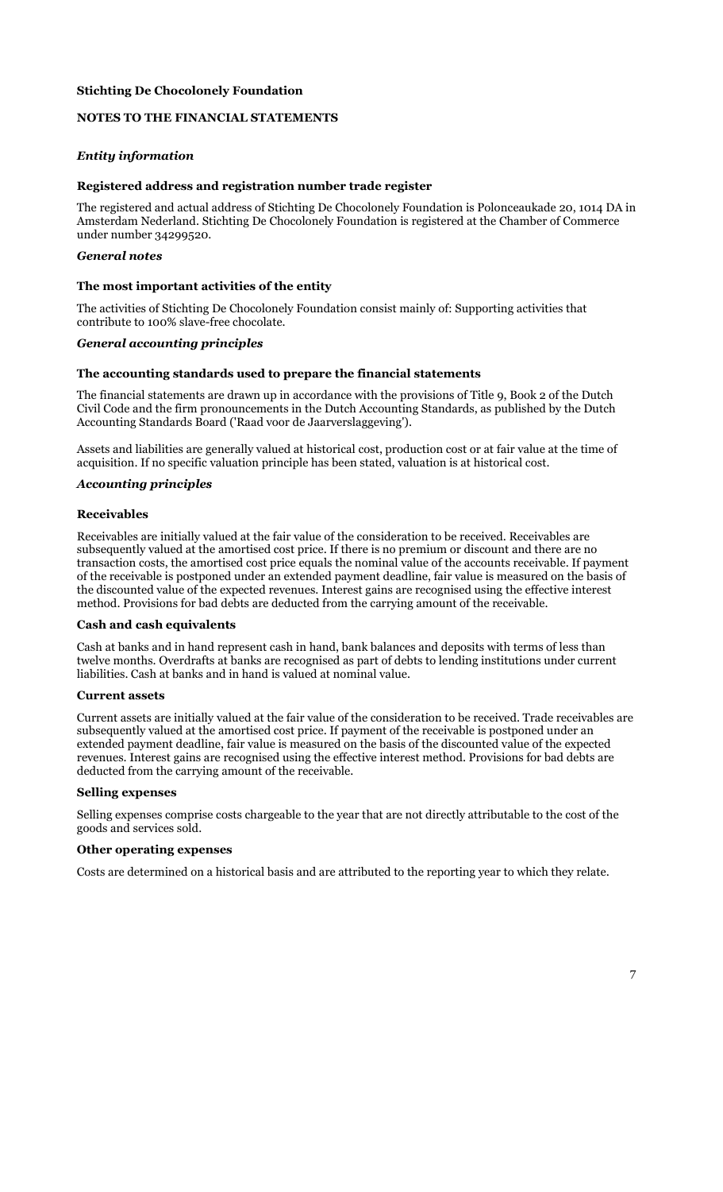**Stichting De Chocolonely Foundation**

**NOTES TO THE FINANCIAL STATEMENTS**

***Entity information***

**Registered address and registration number trade register**

The registered and actual address of Stichting De Chocolonely Foundation is Polonceaukade 20, 1014 DA in Amsterdam Nederland. Stichting De Chocolonely Foundation is registered at the Chamber of Commerce under number 34299520.

***General notes***

**The most important activities of the entity**

The activities of Stichting De Chocolonely Foundation consist mainly of: Supporting activities that contribute to 100% slave-free chocolate.

***General accounting principles***

**The accounting standards used to prepare the financial statements**

The financial statements are drawn up in accordance with the provisions of Title 9, Book 2 of the Dutch Civil Code and the firm pronouncements in the Dutch Accounting Standards, as published by the Dutch Accounting Standards Board ('Raad voor de Jaarverslaggeving').

Assets and liabilities are generally valued at historical cost, production cost or at fair value at the time of acquisition. If no specific valuation principle has been stated, valuation is at historical cost.

***Accounting principles***

**Receivables**

Receivables are initially valued at the fair value of the consideration to be received. Receivables are subsequently valued at the amortised cost price. If there is no premium or discount and there are no transaction costs, the amortised cost price equals the nominal value of the accounts receivable. If payment of the receivable is postponed under an extended payment deadline, fair value is measured on the basis of the discounted value of the expected revenues. Interest gains are recognised using the effective interest method. Provisions for bad debts are deducted from the carrying amount of the receivable.

**Cash and cash equivalents**

Cash at banks and in hand represent cash in hand, bank balances and deposits with terms of less than twelve months. Overdrafts at banks are recognised as part of debts to lending institutions under current liabilities. Cash at banks and in hand is valued at nominal value.

**Current assets**

Current assets are initially valued at the fair value of the consideration to be received. Trade receivables are subsequently valued at the amortised cost price. If payment of the receivable is postponed under an extended payment deadline, fair value is measured on the basis of the discounted value of the expected revenues. Interest gains are recognised using the effective interest method. Provisions for bad debts are deducted from the carrying amount of the receivable.

**Selling expenses**

Selling expenses comprise costs chargeable to the year that are not directly attributable to the cost of the goods and services sold.

**Other operating expenses**

Costs are determined on a historical basis and are attributed to the reporting year to which they relate.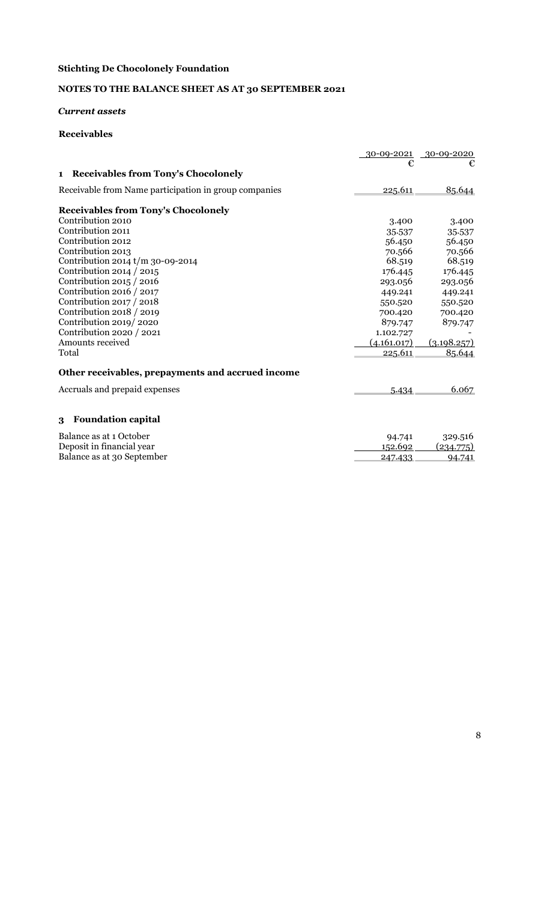**Stichting De Chocolonely Foundation**

**NOTES TO THE BALANCE SHEET AS AT 30 SEPTEMBER 2021**

***Current assets***

**Receivables**

| | 30-09-2021 | 30-09-2020 |
|---|---|---|
| | € | € |
| **1 Receivables from Tony's Chocolonely** | | |
| Receivable from Name participation in group companies | 225.611 | 85.644 |
| **Receivables from Tony's Chocolonely** | | |
| Contribution 2010 | 3.400 | 3.400 |
| Contribution 2011 | 35.537 | 35.537 |
| Contribution 2012 | 56.450 | 56.450 |
| Contribution 2013 | 70.566 | 70.566 |
| Contribution 2014 t/m 30-09-2014 | 68.519 | 68.519 |
| Contribution 2014 / 2015 | 176.445 | 176.445 |
| Contribution 2015 / 2016 | 293.056 | 293.056 |
| Contribution 2016 / 2017 | 449.241 | 449.241 |
| Contribution 2017 / 2018 | 550.520 | 550.520 |
| Contribution 2018 / 2019 | 700.420 | 700.420 |
| Contribution 2019/ 2020 | 879.747 | 879.747 |
| Contribution 2020 / 2021 | 1.102.727 | - |
| Amounts received | (4.161.017) | (3.198.257) |
| Total | 225.611 | 85.644 |
| **Other receivables, prepayments and accrued income** | | |
| Accruals and prepaid expenses | 5.434 | 6.067 |

**3 Foundation capital**

| | 30-09-2021 | 30-09-2020 |
|---|---|---|
| Balance as at 1 October | 94.741 | 329.516 |
| Deposit in financial year | 152.692 | (234.775) |
| Balance as at 30 September | 247.433 | 94.741 |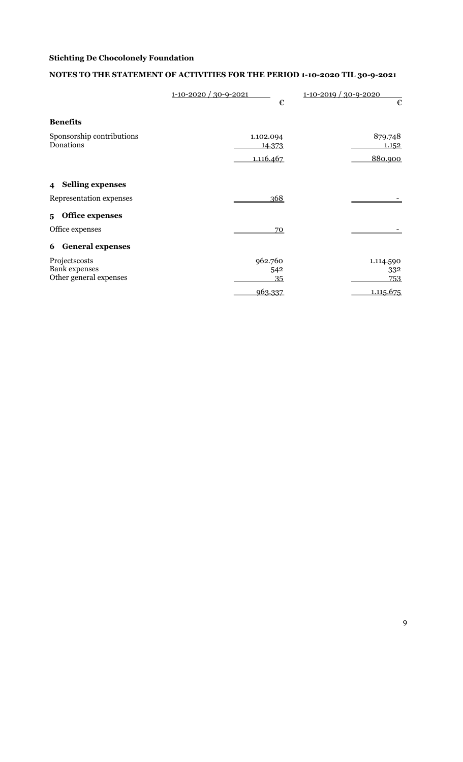**Stichting De Chocolonely Foundation**

**NOTES TO THE STATEMENT OF ACTIVITIES FOR THE PERIOD 1-10-2020 TIL 30-9-2021**

| | 1-10-2020 / 30-9-2021 | 1-10-2019 / 30-9-2020 |
|---|---|---|
| | € | € |
| **Benefits** | | |
| Sponsorship contributions | 1.102.094 | 879.748 |
| Donations | 14.373 | 1.152 |
| | 1.116.467 | 880.900 |
| **4 Selling expenses** | | |
| Representation expenses | 368 | - |
| **5 Office expenses** | | |
| Office expenses | 70 | - |
| **6 General expenses** | | |
| Projectscosts | 962.760 | 1.114.590 |
| Bank expenses | 542 | 332 |
| Other general expenses | 35 | 753 |
| | 963.337 | 1.115.675 |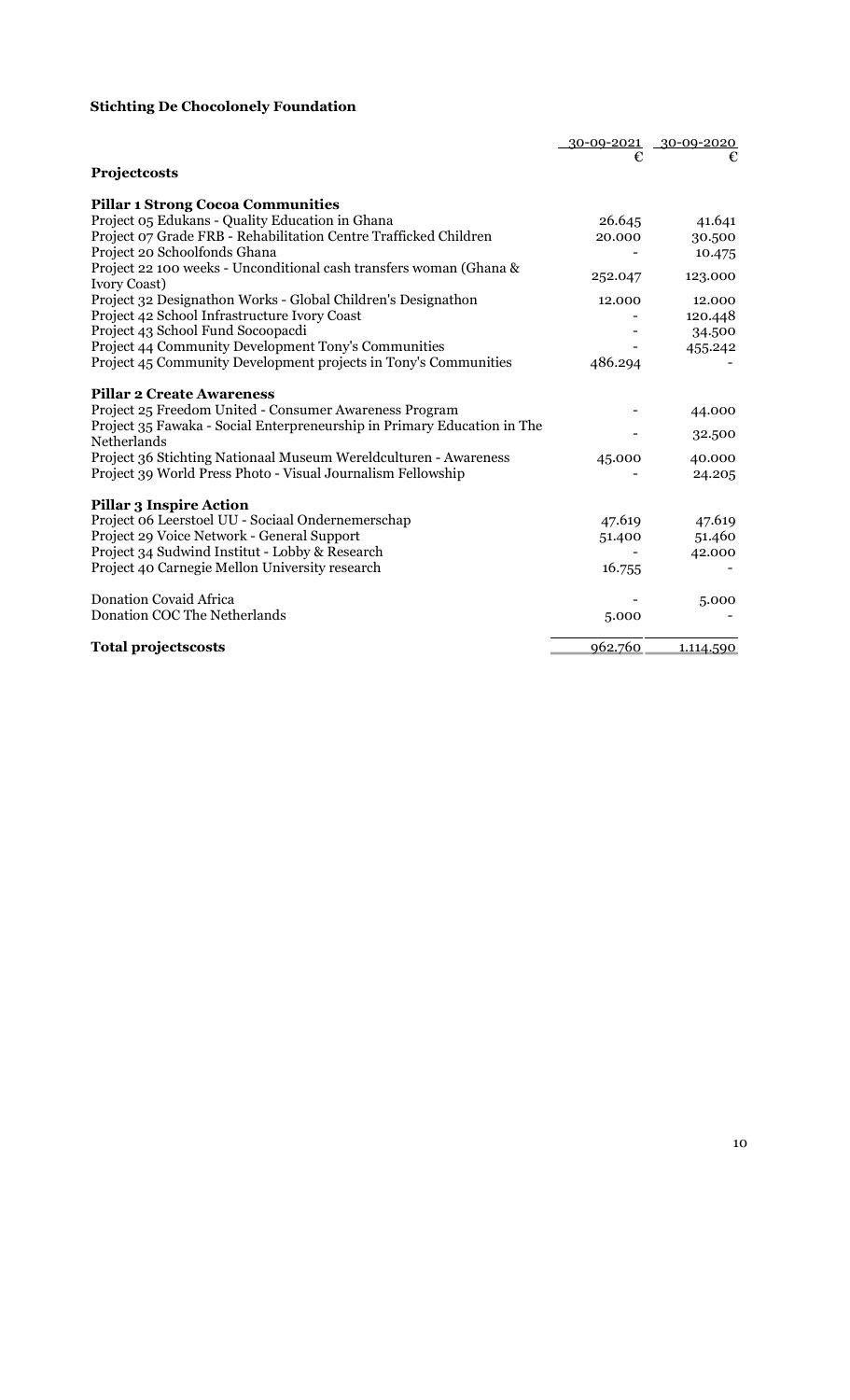**Stichting De Chocolonely Foundation**

| | 30-09-2021 | 30-09-2020 |
|---|---|---|
| | € | € |
| **Projectcosts** | | |
| | | |
| **Pillar 1 Strong Cocoa Communities** | | |
| Project 05 Edukans - Quality Education in Ghana | 26.645 | 41.641 |
| Project 07 Grade FRB - Rehabilitation Centre Trafficked Children | 20.000 | 30.500 |
| Project 20 Schoolfonds Ghana | - | 10.475 |
| Project 22 100 weeks - Unconditional cash transfers woman (Ghana & Ivory Coast) | 252.047 | 123.000 |
| Project 32 Designathon Works - Global Children's Designathon | 12.000 | 12.000 |
| Project 42 School Infrastructure Ivory Coast | - | 120.448 |
| Project 43 School Fund Socoopacdi | - | 34.500 |
| Project 44 Community Development Tony's Communities | - | 455.242 |
| Project 45 Community Development projects in Tony's Communities | 486.294 | - |
| | | |
| **Pillar 2 Create Awareness** | | |
| Project 25 Freedom United - Consumer Awareness Program | - | 44.000 |
| Project 35 Fawaka - Social Enterpreneurship in Primary Education in The Netherlands | - | 32.500 |
| Project 36 Stichting Nationaal Museum Wereldculturen - Awareness | 45.000 | 40.000 |
| Project 39 World Press Photo - Visual Journalism Fellowship | - | 24.205 |
| | | |
| **Pillar 3 Inspire Action** | | |
| Project 06 Leerstoel UU - Sociaal Ondernemerschap | 47.619 | 47.619 |
| Project 29 Voice Network - General Support | 51.400 | 51.460 |
| Project 34 Sudwind Institut - Lobby & Research | - | 42.000 |
| Project 40 Carnegie Mellon University research | 16.755 | - |
| | | |
| Donation Covaid Africa | - | 5.000 |
| Donation COC The Netherlands | 5.000 | - |
| | | |
| **Total projectscosts** | 962.760 | 1.114.590 |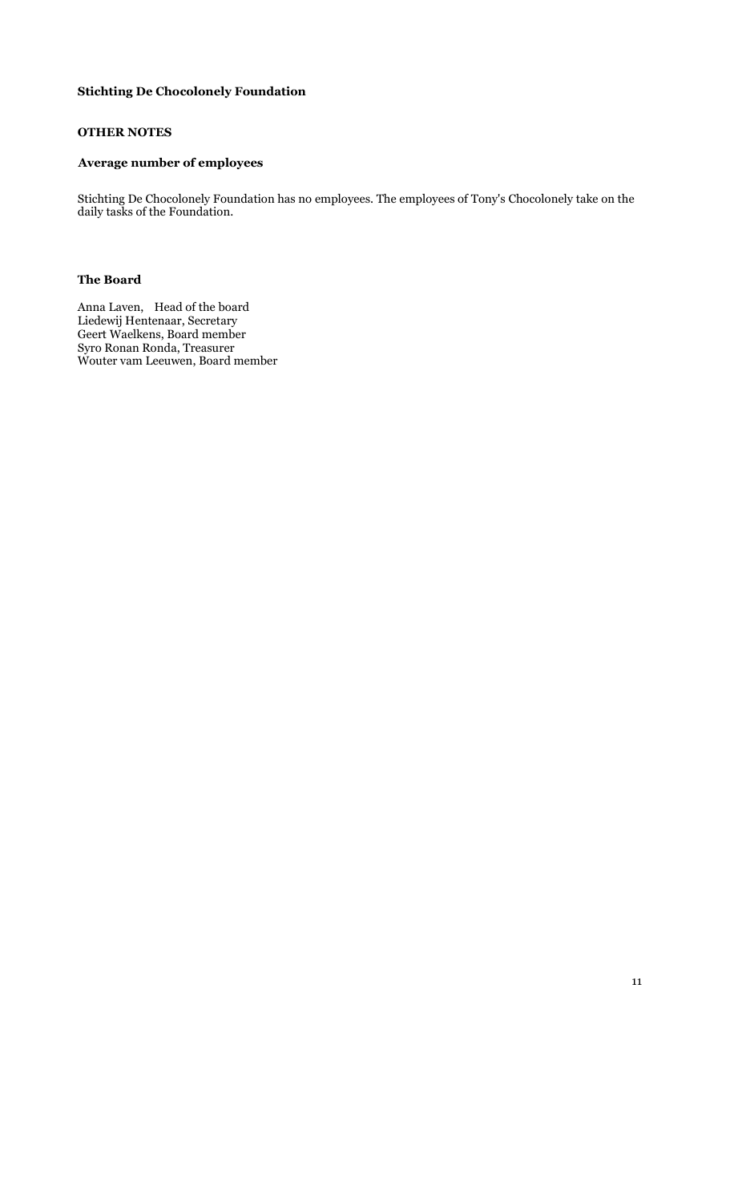**Stichting De Chocolonely Foundation**

**OTHER NOTES**

**Average number of employees**

Stichting De Chocolonely Foundation has no employees. The employees of Tony's Chocolonely take on the daily tasks of the Foundation.

**The Board**

Anna Laven, Head of the board  
Liedewij Hentenaar, Secretary  
Geert Waelkens, Board member  
Syro Ronan Ronda, Treasurer  
Wouter vam Leeuwen, Board member